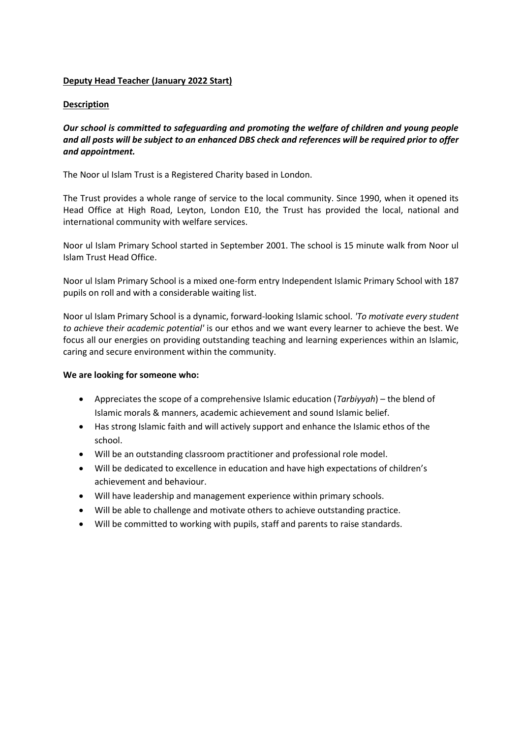**Deputy Head Teacher (January 2022 Start)**

**Description**

***Our school is committed to safeguarding and promoting the welfare of children and young people and all posts will be subject to an enhanced DBS check and references will be required prior to offer and appointment.***

The Noor ul Islam Trust is a Registered Charity based in London.

The Trust provides a whole range of service to the local community. Since 1990, when it opened its Head Office at High Road, Leyton, London E10, the Trust has provided the local, national and international community with welfare services.

Noor ul Islam Primary School started in September 2001. The school is 15 minute walk from Noor ul Islam Trust Head Office.

Noor ul Islam Primary School is a mixed one-form entry Independent Islamic Primary School with 187 pupils on roll and with a considerable waiting list.

Noor ul Islam Primary School is a dynamic, forward-looking Islamic school. *'To motivate every student to achieve their academic potential'* is our ethos and we want every learner to achieve the best. We focus all our energies on providing outstanding teaching and learning experiences within an Islamic, caring and secure environment within the community.

**We are looking for someone who:**

- Appreciates the scope of a comprehensive Islamic education (*Tarbiyyah*) – the blend of Islamic morals & manners, academic achievement and sound Islamic belief.
- Has strong Islamic faith and will actively support and enhance the Islamic ethos of the school.
- Will be an outstanding classroom practitioner and professional role model.
- Will be dedicated to excellence in education and have high expectations of children's achievement and behaviour.
- Will have leadership and management experience within primary schools.
- Will be able to challenge and motivate others to achieve outstanding practice.
- Will be committed to working with pupils, staff and parents to raise standards.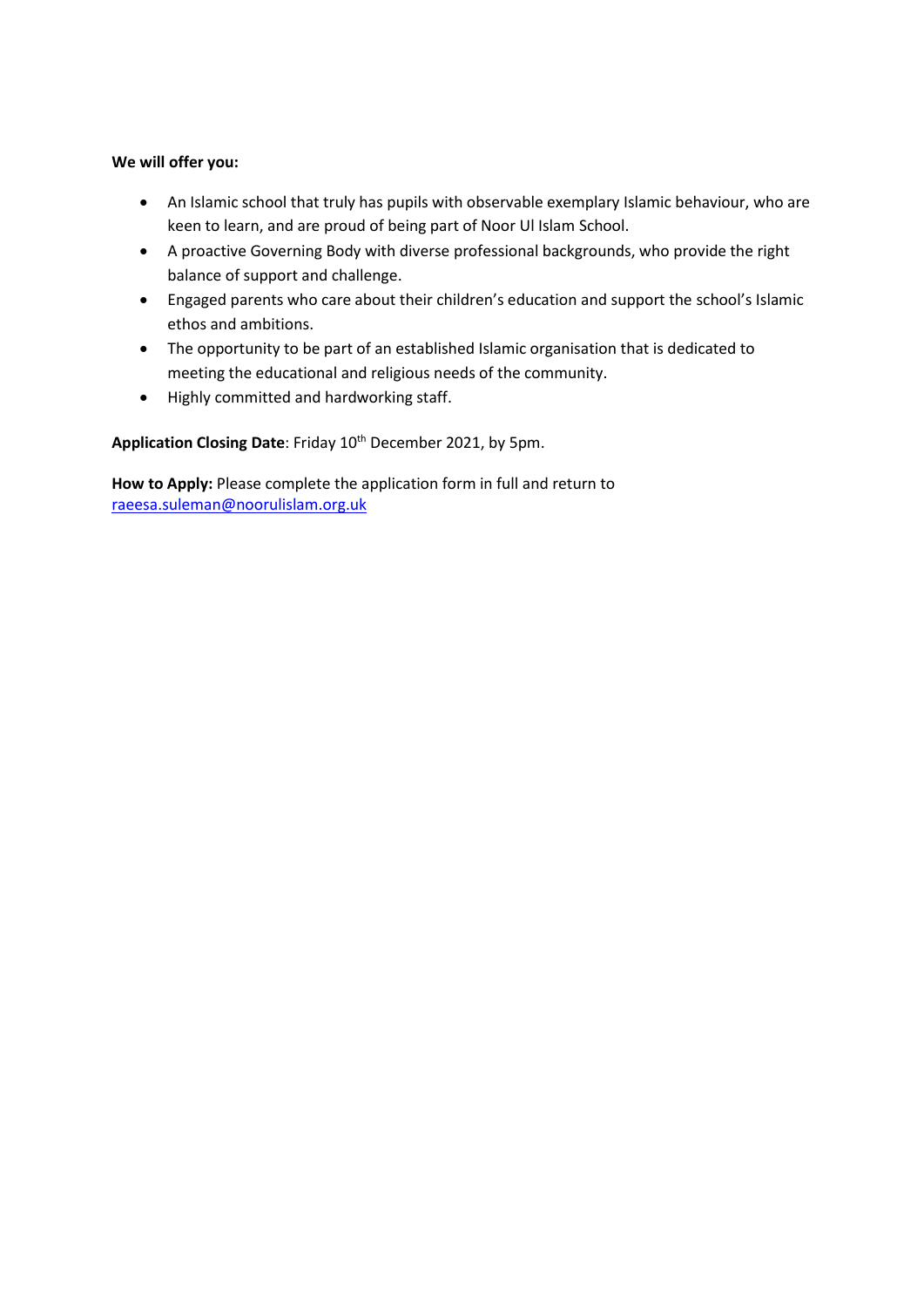**We will offer you:**

- An Islamic school that truly has pupils with observable exemplary Islamic behaviour, who are keen to learn, and are proud of being part of Noor Ul Islam School.
- A proactive Governing Body with diverse professional backgrounds, who provide the right balance of support and challenge.
- Engaged parents who care about their children's education and support the school's Islamic ethos and ambitions.
- The opportunity to be part of an established Islamic organisation that is dedicated to meeting the educational and religious needs of the community.
- Highly committed and hardworking staff.

**Application Closing Date**: Friday 10th December 2021, by 5pm.

**How to Apply:** Please complete the application form in full and return to raeesa.suleman@noorulislam.org.uk